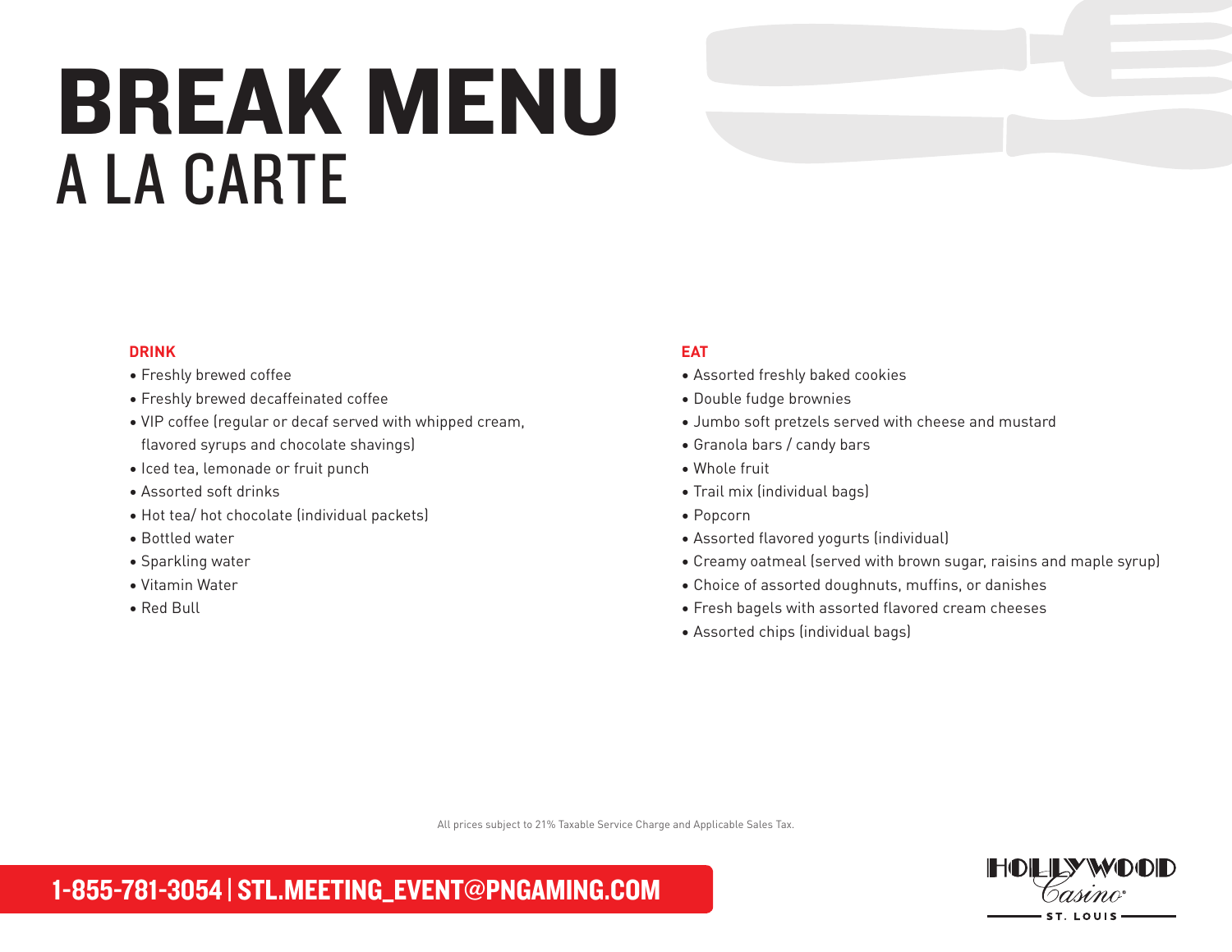# BREAK MENU

## A LA CARTE

### DRINK

- Freshly brewed coffee
- Freshly brewed decaffeinated coffee
- VIP coffee (regular or decaf served with whipped cream, flavored syrups and chocolate shavings)
- Iced tea, lemonade or fruit punch
- Assorted soft drinks
- Hot tea/ hot chocolate (individual packets)
- Bottled water
- Sparkling water
- Vitamin Water
- Red Bull

### EAT

- Assorted freshly baked cookies
- Double fudge brownies
- Jumbo soft pretzels served with cheese and mustard
- Granola bars / candy bars
- Whole fruit
- Trail mix (individual bags)
- Popcorn
- Assorted flavored yogurts (individual)
- Creamy oatmeal (served with brown sugar, raisins and maple syrup)
- Choice of assorted doughnuts, muffins, or danishes
- Fresh bagels with assorted flavored cream cheeses
- Assorted chips (individual bags)

All prices subject to 21% Taxable Service Charge and Applicable Sales Tax.

**1-855-781-3054 | STL.MEETING_EVENT@PNGAMING.COM**

HOLLYWOOD Casino ST. LOUIS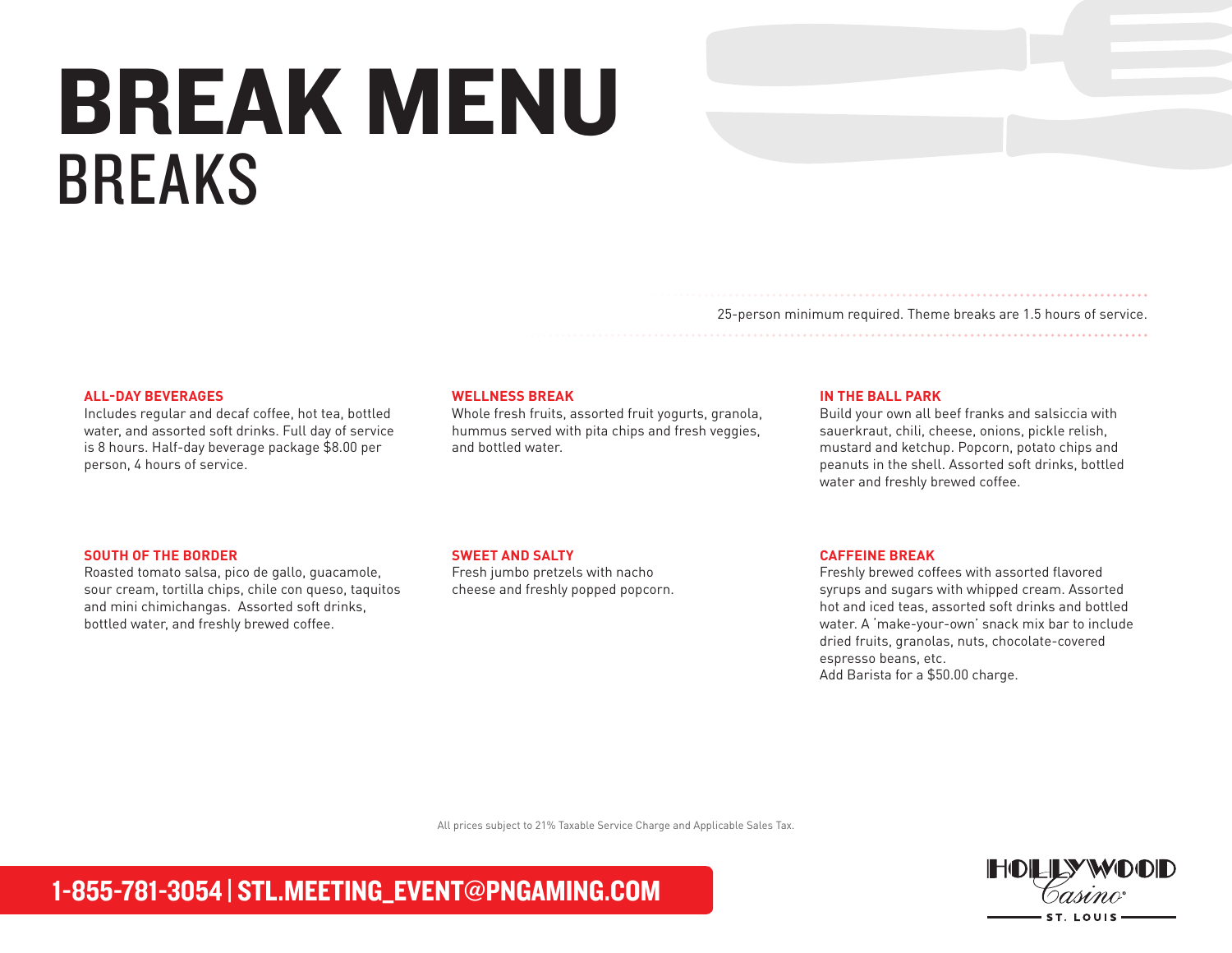// Page 2 of 2 — document id b17f026aa6fd
# BREAK MENU
## BREAKS

25-person minimum required. Theme breaks are 1.5 hours of service.

**ALL-DAY BEVERAGES**
Includes regular and decaf coffee, hot tea, bottled water, and assorted soft drinks. Full day of service is 8 hours. Half-day beverage package $8.00 per person, 4 hours of service.

**WELLNESS BREAK**
Whole fresh fruits, assorted fruit yogurts, granola, hummus served with pita chips and fresh veggies, and bottled water.

**IN THE BALL PARK**
Build your own all beef franks and salsiccia with sauerkraut, chili, cheese, onions, pickle relish, mustard and ketchup. Popcorn, potato chips and peanuts in the shell. Assorted soft drinks, bottled water and freshly brewed coffee.

**SOUTH OF THE BORDER**
Roasted tomato salsa, pico de gallo, guacamole, sour cream, tortilla chips, chile con queso, taquitos and mini chimichangas. Assorted soft drinks, bottled water, and freshly brewed coffee.

**SWEET AND SALTY**
Fresh jumbo pretzels with nacho cheese and freshly popped popcorn.

**CAFFEINE BREAK**
Freshly brewed coffees with assorted flavored syrups and sugars with whipped cream. Assorted hot and iced teas, assorted soft drinks and bottled water. A 'make-your-own' snack mix bar to include dried fruits, granolas, nuts, chocolate-covered espresso beans, etc.
Add Barista for a $50.00 charge.

All prices subject to 21% Taxable Service Charge and Applicable Sales Tax.

**1-855-781-3054 | STL.MEETING_EVENT@PNGAMING.COM**

HOLLYWOOD Casino ST. LOUIS